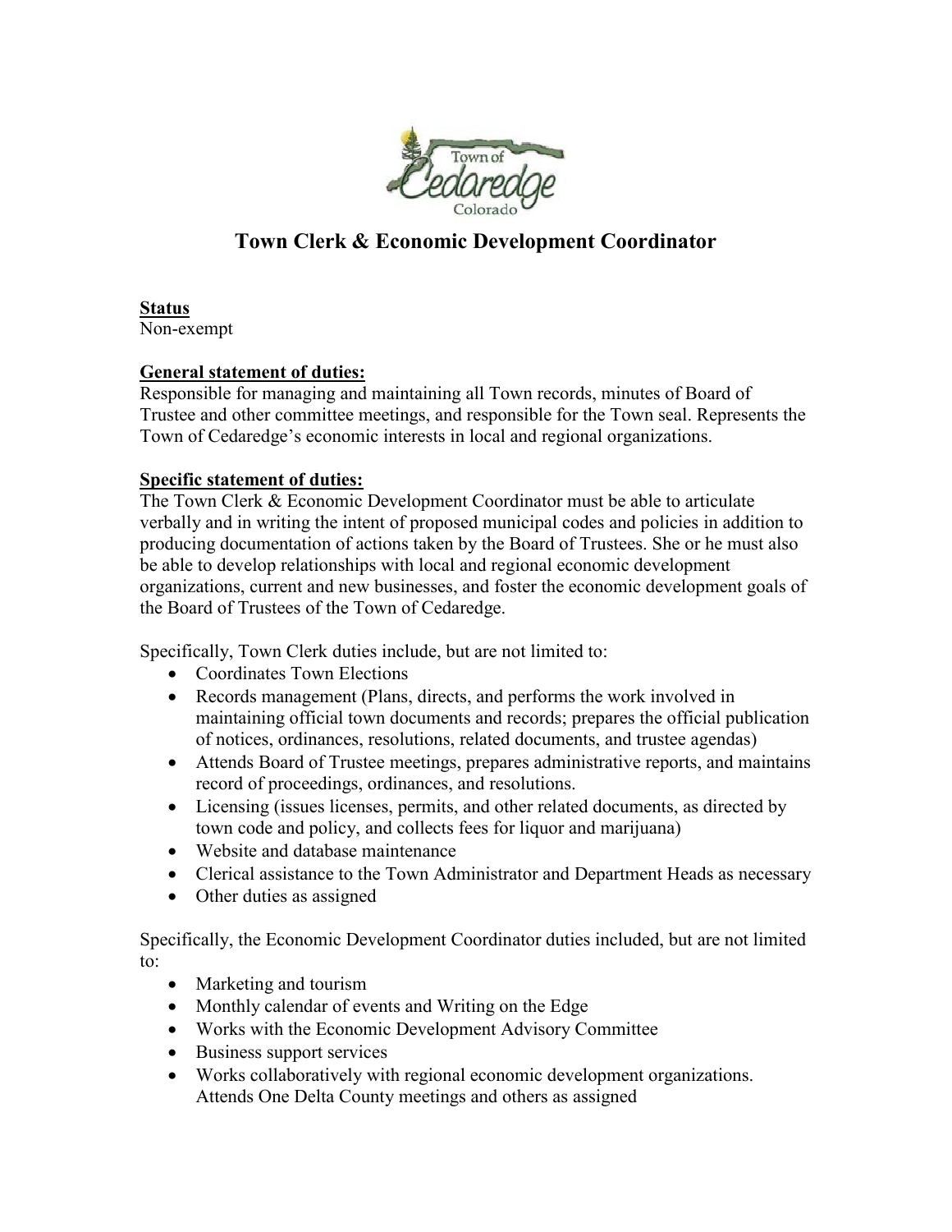# Town Clerk & Economic Development Coordinator

**Status**
Non-exempt

**General statement of duties:**
Responsible for managing and maintaining all Town records, minutes of Board of Trustee and other committee meetings, and responsible for the Town seal. Represents the Town of Cedaredge's economic interests in local and regional organizations.

**Specific statement of duties:**
The Town Clerk & Economic Development Coordinator must be able to articulate verbally and in writing the intent of proposed municipal codes and policies in addition to producing documentation of actions taken by the Board of Trustees. She or he must also be able to develop relationships with local and regional economic development organizations, current and new businesses, and foster the economic development goals of the Board of Trustees of the Town of Cedaredge.

Specifically, Town Clerk duties include, but are not limited to:

- Coordinates Town Elections
- Records management (Plans, directs, and performs the work involved in maintaining official town documents and records; prepares the official publication of notices, ordinances, resolutions, related documents, and trustee agendas)
- Attends Board of Trustee meetings, prepares administrative reports, and maintains record of proceedings, ordinances, and resolutions.
- Licensing (issues licenses, permits, and other related documents, as directed by town code and policy, and collects fees for liquor and marijuana)
- Website and database maintenance
- Clerical assistance to the Town Administrator and Department Heads as necessary
- Other duties as assigned

Specifically, the Economic Development Coordinator duties included, but are not limited to:

- Marketing and tourism
- Monthly calendar of events and Writing on the Edge
- Works with the Economic Development Advisory Committee
- Business support services
- Works collaboratively with regional economic development organizations. Attends One Delta County meetings and others as assigned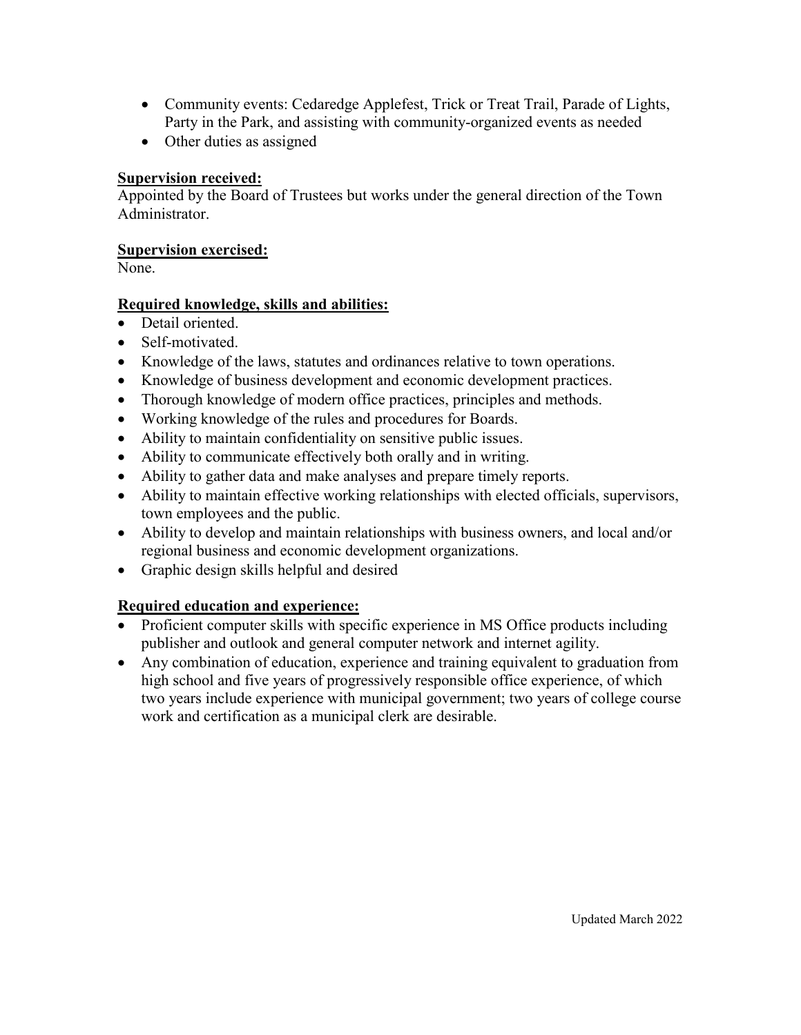- Community events: Cedaredge Applefest, Trick or Treat Trail, Parade of Lights, Party in the Park, and assisting with community-organized events as needed
- Other duties as assigned

**Supervision received:**

Appointed by the Board of Trustees but works under the general direction of the Town Administrator.

**Supervision exercised:**

None.

**Required knowledge, skills and abilities:**

- Detail oriented.
- Self-motivated.
- Knowledge of the laws, statutes and ordinances relative to town operations.
- Knowledge of business development and economic development practices.
- Thorough knowledge of modern office practices, principles and methods.
- Working knowledge of the rules and procedures for Boards.
- Ability to maintain confidentiality on sensitive public issues.
- Ability to communicate effectively both orally and in writing.
- Ability to gather data and make analyses and prepare timely reports.
- Ability to maintain effective working relationships with elected officials, supervisors, town employees and the public.
- Ability to develop and maintain relationships with business owners, and local and/or regional business and economic development organizations.
- Graphic design skills helpful and desired

**Required education and experience:**

- Proficient computer skills with specific experience in MS Office products including publisher and outlook and general computer network and internet agility.
- Any combination of education, experience and training equivalent to graduation from high school and five years of progressively responsible office experience, of which two years include experience with municipal government; two years of college course work and certification as a municipal clerk are desirable.

Updated March 2022